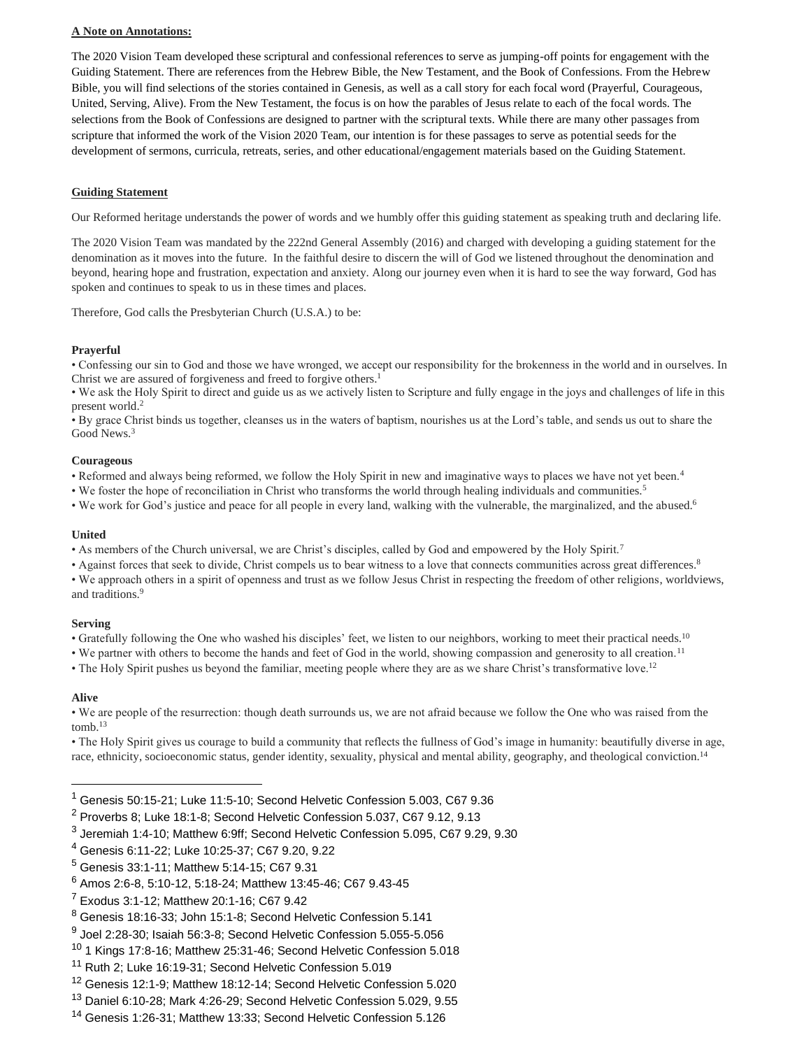**A Note on Annotations:**

The 2020 Vision Team developed these scriptural and confessional references to serve as jumping-off points for engagement with the Guiding Statement. There are references from the Hebrew Bible, the New Testament, and the Book of Confessions. From the Hebrew Bible, you will find selections of the stories contained in Genesis, as well as a call story for each focal word (Prayerful, Courageous, United, Serving, Alive). From the New Testament, the focus is on how the parables of Jesus relate to each of the focal words. The selections from the Book of Confessions are designed to partner with the scriptural texts. While there are many other passages from scripture that informed the work of the Vision 2020 Team, our intention is for these passages to serve as potential seeds for the development of sermons, curricula, retreats, series, and other educational/engagement materials based on the Guiding Statement.

**Guiding Statement**

Our Reformed heritage understands the power of words and we humbly offer this guiding statement as speaking truth and declaring life.

The 2020 Vision Team was mandated by the 222nd General Assembly (2016) and charged with developing a guiding statement for the denomination as it moves into the future. In the faithful desire to discern the will of God we listened throughout the denomination and beyond, hearing hope and frustration, expectation and anxiety. Along our journey even when it is hard to see the way forward, God has spoken and continues to speak to us in these times and places.

Therefore, God calls the Presbyterian Church (U.S.A.) to be:

**Prayerful**

- Confessing our sin to God and those we have wronged, we accept our responsibility for the brokenness in the world and in ourselves. In Christ we are assured of forgiveness and freed to forgive others.[1]
- We ask the Holy Spirit to direct and guide us as we actively listen to Scripture and fully engage in the joys and challenges of life in this present world.[2]
- By grace Christ binds us together, cleanses us in the waters of baptism, nourishes us at the Lord's table, and sends us out to share the Good News.[3]

**Courageous**

- Reformed and always being reformed, we follow the Holy Spirit in new and imaginative ways to places we have not yet been.[4]
- We foster the hope of reconciliation in Christ who transforms the world through healing individuals and communities.[5]
- We work for God's justice and peace for all people in every land, walking with the vulnerable, the marginalized, and the abused.[6]

**United**

- As members of the Church universal, we are Christ's disciples, called by God and empowered by the Holy Spirit.[7]
- Against forces that seek to divide, Christ compels us to bear witness to a love that connects communities across great differences.[8]
- We approach others in a spirit of openness and trust as we follow Jesus Christ in respecting the freedom of other religions, worldviews, and traditions.[9]

**Serving**

- Gratefully following the One who washed his disciples' feet, we listen to our neighbors, working to meet their practical needs.[10]
- We partner with others to become the hands and feet of God in the world, showing compassion and generosity to all creation.[11]
- The Holy Spirit pushes us beyond the familiar, meeting people where they are as we share Christ's transformative love.[12]

**Alive**

- We are people of the resurrection: though death surrounds us, we are not afraid because we follow the One who was raised from the tomb.[13]
- The Holy Spirit gives us courage to build a community that reflects the fullness of God's image in humanity: beautifully diverse in age, race, ethnicity, socioeconomic status, gender identity, sexuality, physical and mental ability, geography, and theological conviction.[14]

---

[1] Genesis 50:15-21; Luke 11:5-10; Second Helvetic Confession 5.003, C67 9.36
[2] Proverbs 8; Luke 18:1-8; Second Helvetic Confession 5.037, C67 9.12, 9.13
[3] Jeremiah 1:4-10; Matthew 6:9ff; Second Helvetic Confession 5.095, C67 9.29, 9.30
[4] Genesis 6:11-22; Luke 10:25-37; C67 9.20, 9.22
[5] Genesis 33:1-11; Matthew 5:14-15; C67 9.31
[6] Amos 2:6-8, 5:10-12, 5:18-24; Matthew 13:45-46; C67 9.43-45
[7] Exodus 3:1-12; Matthew 20:1-16; C67 9.42
[8] Genesis 18:16-33; John 15:1-8; Second Helvetic Confession 5.141
[9] Joel 2:28-30; Isaiah 56:3-8; Second Helvetic Confession 5.055-5.056
[10] 1 Kings 17:8-16; Matthew 25:31-46; Second Helvetic Confession 5.018
[11] Ruth 2; Luke 16:19-31; Second Helvetic Confession 5.019
[12] Genesis 12:1-9; Matthew 18:12-14; Second Helvetic Confession 5.020
[13] Daniel 6:10-28; Mark 4:26-29; Second Helvetic Confession 5.029, 9.55
[14] Genesis 1:26-31; Matthew 13:33; Second Helvetic Confession 5.126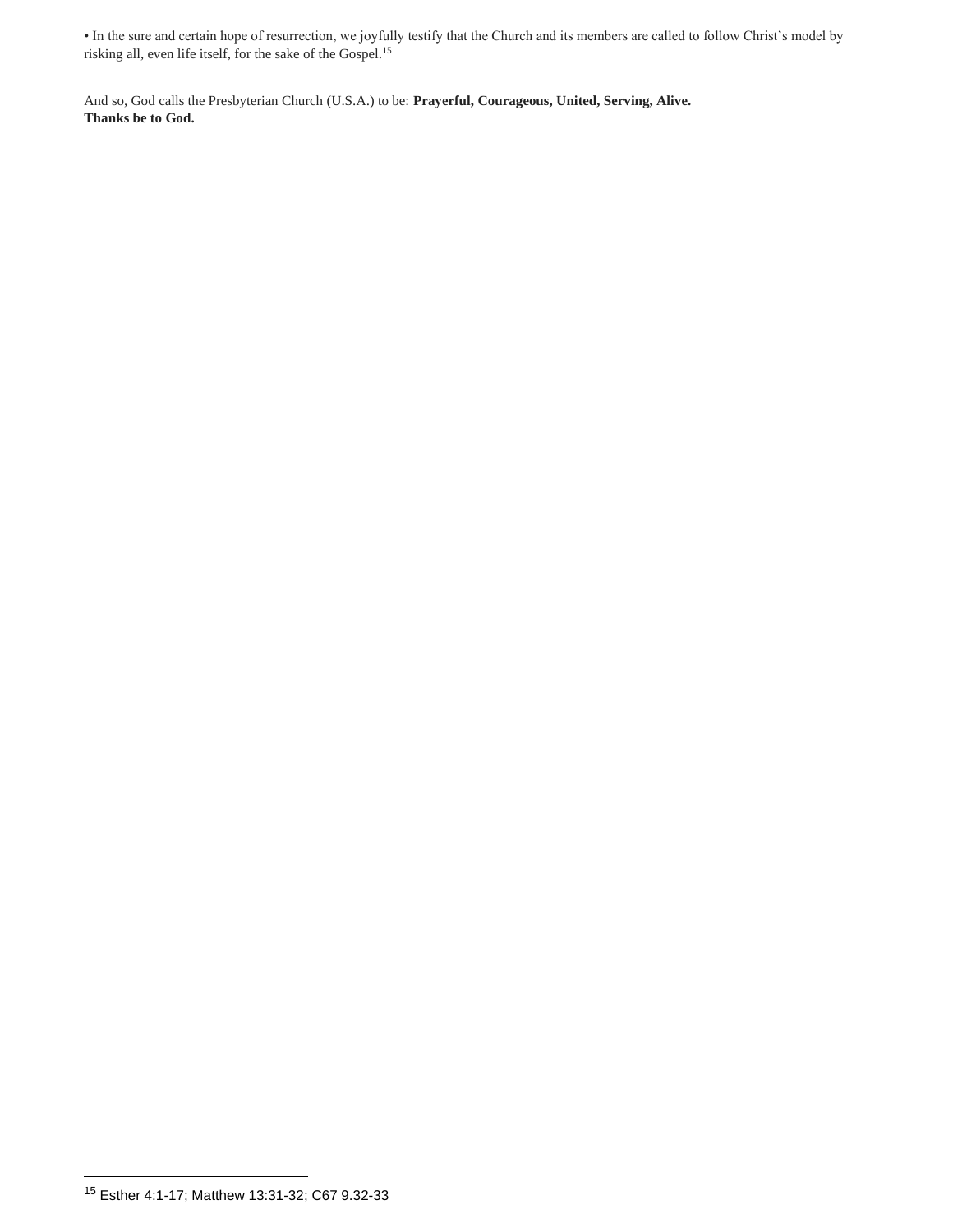• In the sure and certain hope of resurrection, we joyfully testify that the Church and its members are called to follow Christ's model by risking all, even life itself, for the sake of the Gospel.[15]

And so, God calls the Presbyterian Church (U.S.A.) to be: **Prayerful, Courageous, United, Serving, Alive.**
**Thanks be to God.**

[15] Esther 4:1-17; Matthew 13:31-32; C67 9.32-33